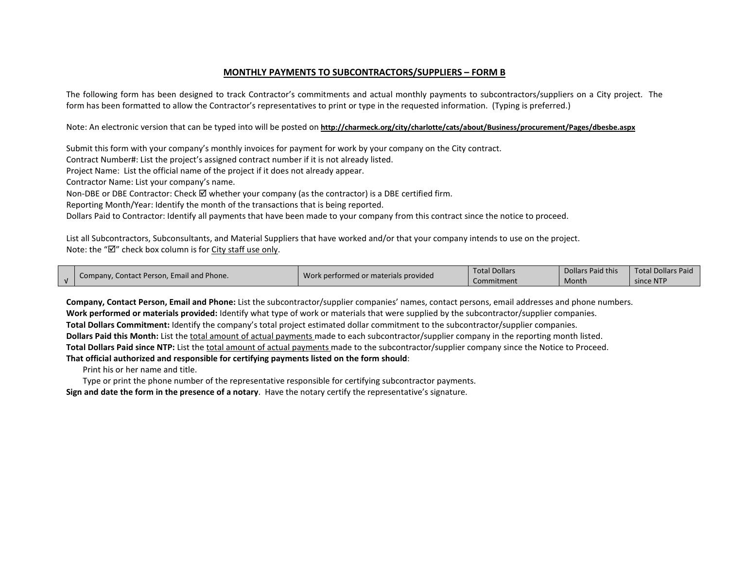# MONTHLY PAYMENTS TO SUBCONTRACTORS/SUPPLIERS – FORM B

The following form has been designed to track Contractor's commitments and actual monthly payments to subcontractors/suppliers on a City project. The form has been formatted to allow the Contractor's representatives to print or type in the requested information. (Typing is preferred.)

Note: An electronic version that can be typed into will be posted on **http://charmeck.org/city/charlotte/cats/about/Business/procurement/Pages/dbesbe.aspx**

Submit this form with your company's monthly invoices for payment for work by your company on the City contract.
Contract Number#: List the project's assigned contract number if it is not already listed.
Project Name: List the official name of the project if it does not already appear.
Contractor Name: List your company's name.
Non-DBE or DBE Contractor: Check ☑ whether your company (as the contractor) is a DBE certified firm.
Reporting Month/Year: Identify the month of the transactions that is being reported.
Dollars Paid to Contractor: Identify all payments that have been made to your company from this contract since the notice to proceed.

List all Subcontractors, Subconsultants, and Material Suppliers that have worked and/or that your company intends to use on the project.
Note: the "☑" check box column is for City staff use only.

| √ | Company, Contact Person, Email and Phone. | Work performed or materials provided | Total Dollars Commitment | Dollars Paid this Month | Total Dollars Paid since NTP |
|---|---|---|---|---|---|

**Company, Contact Person, Email and Phone:** List the subcontractor/supplier companies' names, contact persons, email addresses and phone numbers.
**Work performed or materials provided:** Identify what type of work or materials that were supplied by the subcontractor/supplier companies.
**Total Dollars Commitment:** Identify the company's total project estimated dollar commitment to the subcontractor/supplier companies.
**Dollars Paid this Month:** List the total amount of actual payments made to each subcontractor/supplier company in the reporting month listed.
**Total Dollars Paid since NTP:** List the total amount of actual payments made to the subcontractor/supplier company since the Notice to Proceed.
**That official authorized and responsible for certifying payments listed on the form should**:
- Print his or her name and title.
- Type or print the phone number of the representative responsible for certifying subcontractor payments.

**Sign and date the form in the presence of a notary**. Have the notary certify the representative's signature.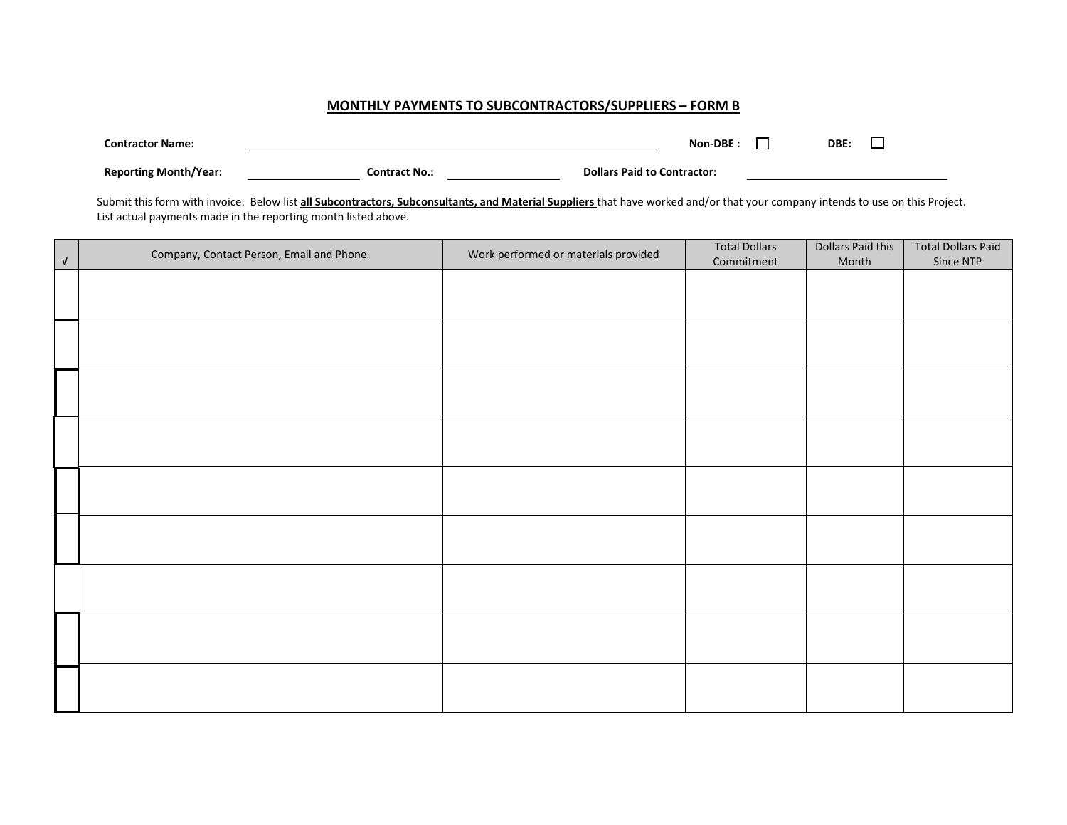## MONTHLY PAYMENTS TO SUBCONTRACTORS/SUPPLIERS – FORM B

**Contractor Name:** ______________________________ **Non-DBE :** ☐ **DBE:** ☐

**Reporting Month/Year:** ____________ **Contract No.:** ____________ **Dollars Paid to Contractor:** ____________

Submit this form with invoice. Below list **all Subcontractors, Subconsultants, and Material Suppliers** that have worked and/or that your company intends to use on this Project. List actual payments made in the reporting month listed above.

| √ | Company, Contact Person, Email and Phone. | Work performed or materials provided | Total Dollars Commitment | Dollars Paid this Month | Total Dollars Paid Since NTP |
|---|---|---|---|---|---|
| | | | | | |
| | | | | | |
| | | | | | |
| | | | | | |
| | | | | | |
| | | | | | |
| | | | | | |
| | | | | | |
| | | | | | |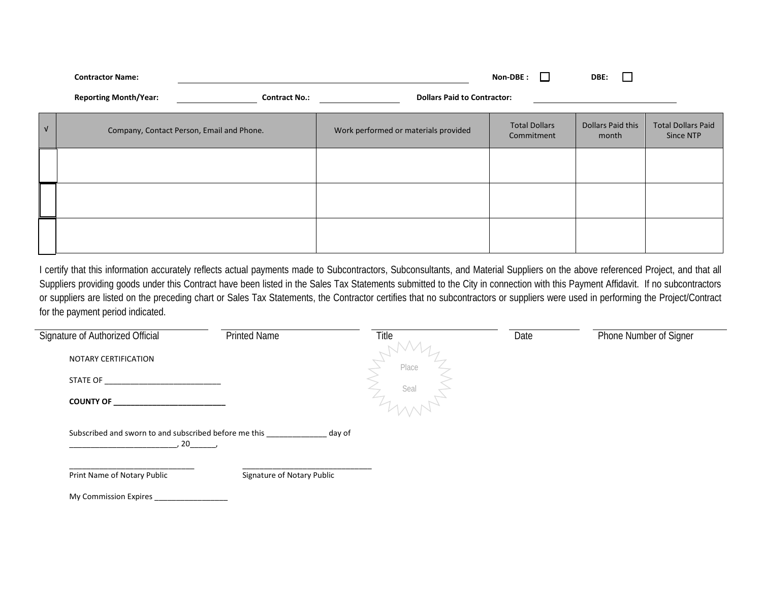**Contractor Name:** ______________________________ **Non-DBE :** ☐ **DBE:** ☐

**Reporting Month/Year:** ______________ **Contract No.:** ______________ **Dollars Paid to Contractor:** ______________________

| √ | Company, Contact Person, Email and Phone. | Work performed or materials provided | Total Dollars Commitment | Dollars Paid this month | Total Dollars Paid Since NTP |
|---|---|---|---|---|---|
| ☐ | | | | | |
| ☐ | | | | | |
| ☐ | | | | | |

I certify that this information accurately reflects actual payments made to Subcontractors, Subconsultants, and Material Suppliers on the above referenced Project, and that all Suppliers providing goods under this Contract have been listed in the Sales Tax Statements submitted to the City in connection with this Payment Affidavit. If no subcontractors or suppliers are listed on the preceding chart or Sales Tax Statements, the Contractor certifies that no subcontractors or suppliers were used in performing the Project/Contract for the payment period indicated.

______________________ ______________________ ______________________ ______________ ______________________

Signature of Authorized Official | Printed Name | Title | Date | Phone Number of Signer

NOTARY CERTIFICATION

STATE OF ___________________________

**COUNTY OF ___________________________**

Place Seal

Subscribed and sworn to and subscribed before me this ______________ day of _________________________, 20______,

_____________________________ _______________________________

Print Name of Notary Public Signature of Notary Public

My Commission Expires _________________